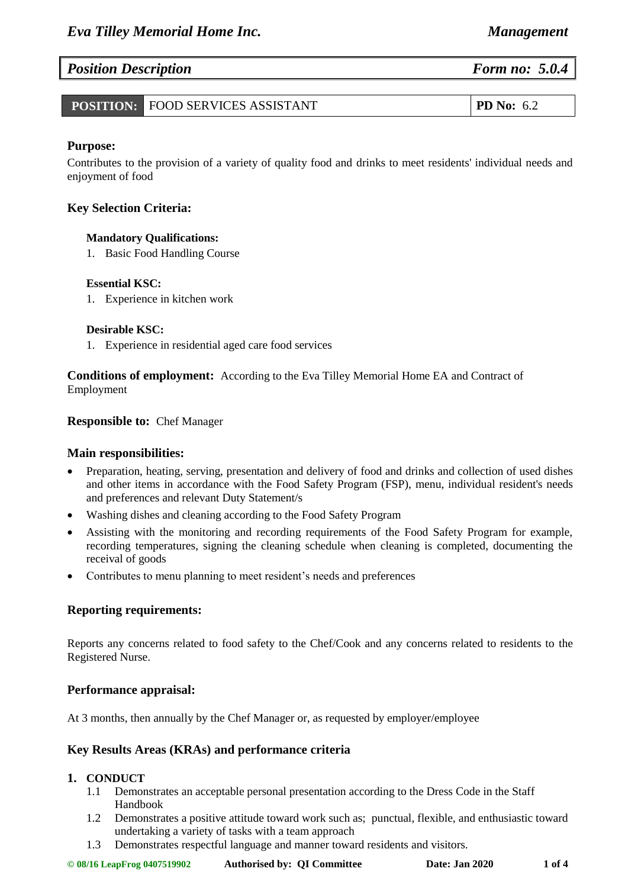# Position Description — Form no: 5.0.4

| POSITION: | FOOD SERVICES ASSISTANT | PD No: 6.2 |
|---|---|---|

**Purpose:**

Contributes to the provision of a variety of quality food and drinks to meet residents' individual needs and enjoyment of food

## Key Selection Criteria:

**Mandatory Qualifications:**

1. Basic Food Handling Course

**Essential KSC:**

1. Experience in kitchen work

**Desirable KSC:**

1. Experience in residential aged care food services

**Conditions of employment:** According to the Eva Tilley Memorial Home EA and Contract of Employment

**Responsible to:** Chef Manager

## Main responsibilities:

- Preparation, heating, serving, presentation and delivery of food and drinks and collection of used dishes and other items in accordance with the Food Safety Program (FSP), menu, individual resident's needs and preferences and relevant Duty Statement/s
- Washing dishes and cleaning according to the Food Safety Program
- Assisting with the monitoring and recording requirements of the Food Safety Program for example, recording temperatures, signing the cleaning schedule when cleaning is completed, documenting the receival of goods
- Contributes to menu planning to meet resident's needs and preferences

## Reporting requirements:

Reports any concerns related to food safety to the Chef/Cook and any concerns related to residents to the Registered Nurse.

## Performance appraisal:

At 3 months, then annually by the Chef Manager or, as requested by employer/employee

## Key Results Areas (KRAs) and performance criteria

### 1. CONDUCT

1.1 Demonstrates an acceptable personal presentation according to the Dress Code in the Staff Handbook

1.2 Demonstrates a positive attitude toward work such as; punctual, flexible, and enthusiastic toward undertaking a variety of tasks with a team approach

1.3 Demonstrates respectful language and manner toward residents and visitors.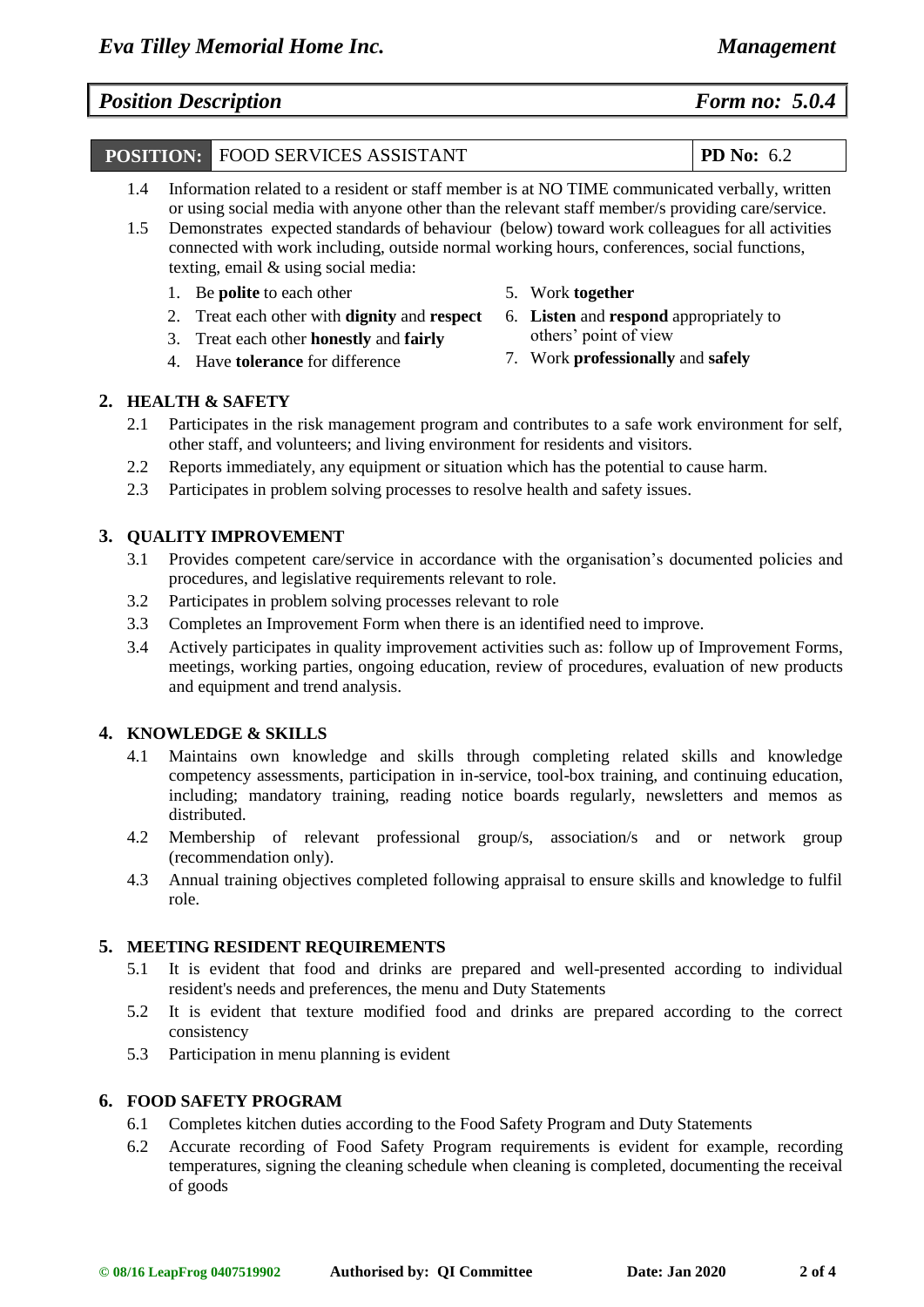| POSITION: | FOOD SERVICES ASSISTANT | PD No: 6.2 |
|---|---|---|

1.4 Information related to a resident or staff member is at NO TIME communicated verbally, written or using social media with anyone other than the relevant staff member/s providing care/service.

1.5 Demonstrates expected standards of behaviour (below) toward work colleagues for all activities connected with work including, outside normal working hours, conferences, social functions, texting, email & using social media:

1. Be **polite** to each other
2. Treat each other with **dignity** and **respect**
3. Treat each other **honestly** and **fairly**
4. Have **tolerance** for difference
5. Work **together**
6. **Listen** and **respond** appropriately to others' point of view
7. Work **professionally** and **safely**

## 2. HEALTH & SAFETY

2.1 Participates in the risk management program and contributes to a safe work environment for self, other staff, and volunteers; and living environment for residents and visitors.

2.2 Reports immediately, any equipment or situation which has the potential to cause harm.

2.3 Participates in problem solving processes to resolve health and safety issues.

## 3. QUALITY IMPROVEMENT

3.1 Provides competent care/service in accordance with the organisation's documented policies and procedures, and legislative requirements relevant to role.

3.2 Participates in problem solving processes relevant to role

3.3 Completes an Improvement Form when there is an identified need to improve.

3.4 Actively participates in quality improvement activities such as: follow up of Improvement Forms, meetings, working parties, ongoing education, review of procedures, evaluation of new products and equipment and trend analysis.

## 4. KNOWLEDGE & SKILLS

4.1 Maintains own knowledge and skills through completing related skills and knowledge competency assessments, participation in in-service, tool-box training, and continuing education, including; mandatory training, reading notice boards regularly, newsletters and memos as distributed.

4.2 Membership of relevant professional group/s, association/s and or network group (recommendation only).

4.3 Annual training objectives completed following appraisal to ensure skills and knowledge to fulfil role.

## 5. MEETING RESIDENT REQUIREMENTS

5.1 It is evident that food and drinks are prepared and well-presented according to individual resident's needs and preferences, the menu and Duty Statements

5.2 It is evident that texture modified food and drinks are prepared according to the correct consistency

5.3 Participation in menu planning is evident

## 6. FOOD SAFETY PROGRAM

6.1 Completes kitchen duties according to the Food Safety Program and Duty Statements

6.2 Accurate recording of Food Safety Program requirements is evident for example, recording temperatures, signing the cleaning schedule when cleaning is completed, documenting the receival of goods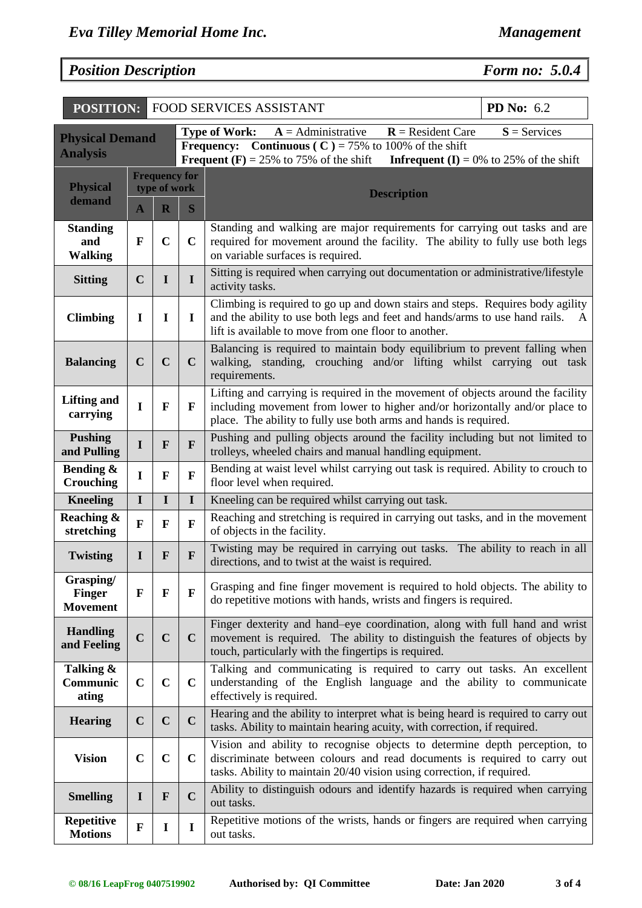## *Position Description* — *Form no: 5.0.4*

| POSITION: | FOOD SERVICES ASSISTANT | PD No: 6.2 |
|---|---|---|

**Physical Demand Analysis**

**Type of Work:** **A** = Administrative **R** = Resident Care **S** = Services
**Frequency:** **Continuous ( C )** = 75% to 100% of the shift
**Frequent (F)** = 25% to 75% of the shift **Infrequent (I)** = 0% to 25% of the shift

| Physical demand | Frequency for type of work | | | Description |
|---|---|---|---|---|
| | **A** | **R** | **S** | |
| **Standing and Walking** | F | C | C | Standing and walking are major requirements for carrying out tasks and are required for movement around the facility. The ability to fully use both legs on variable surfaces is required. |
| **Sitting** | C | I | I | Sitting is required when carrying out documentation or administrative/lifestyle activity tasks. |
| **Climbing** | I | I | I | Climbing is required to go up and down stairs and steps. Requires body agility and the ability to use both legs and feet and hands/arms to use hand rails. A lift is available to move from one floor to another. |
| **Balancing** | C | C | C | Balancing is required to maintain body equilibrium to prevent falling when walking, standing, crouching and/or lifting whilst carrying out task requirements. |
| **Lifting and carrying** | I | F | F | Lifting and carrying is required in the movement of objects around the facility including movement from lower to higher and/or horizontally and/or place to place. The ability to fully use both arms and hands is required. |
| **Pushing and Pulling** | I | F | F | Pushing and pulling objects around the facility including but not limited to trolleys, wheeled chairs and manual handling equipment. |
| **Bending & Crouching** | I | F | F | Bending at waist level whilst carrying out task is required. Ability to crouch to floor level when required. |
| **Kneeling** | I | I | I | Kneeling can be required whilst carrying out task. |
| **Reaching & stretching** | F | F | F | Reaching and stretching is required in carrying out tasks, and in the movement of objects in the facility. |
| **Twisting** | I | F | F | Twisting may be required in carrying out tasks. The ability to reach in all directions, and to twist at the waist is required. |
| **Grasping/ Finger Movement** | F | F | F | Grasping and fine finger movement is required to hold objects. The ability to do repetitive motions with hands, wrists and fingers is required. |
| **Handling and Feeling** | C | C | C | Finger dexterity and hand–eye coordination, along with full hand and wrist movement is required. The ability to distinguish the features of objects by touch, particularly with the fingertips is required. |
| **Talking & Communicating** | C | C | C | Talking and communicating is required to carry out tasks. An excellent understanding of the English language and the ability to communicate effectively is required. |
| **Hearing** | C | C | C | Hearing and the ability to interpret what is being heard is required to carry out tasks. Ability to maintain hearing acuity, with correction, if required. |
| **Vision** | C | C | C | Vision and ability to recognise objects to determine depth perception, to discriminate between colours and read documents is required to carry out tasks. Ability to maintain 20/40 vision using correction, if required. |
| **Smelling** | I | F | C | Ability to distinguish odours and identify hazards is required when carrying out tasks. |
| **Repetitive Motions** | F | I | I | Repetitive motions of the wrists, hands or fingers are required when carrying out tasks. |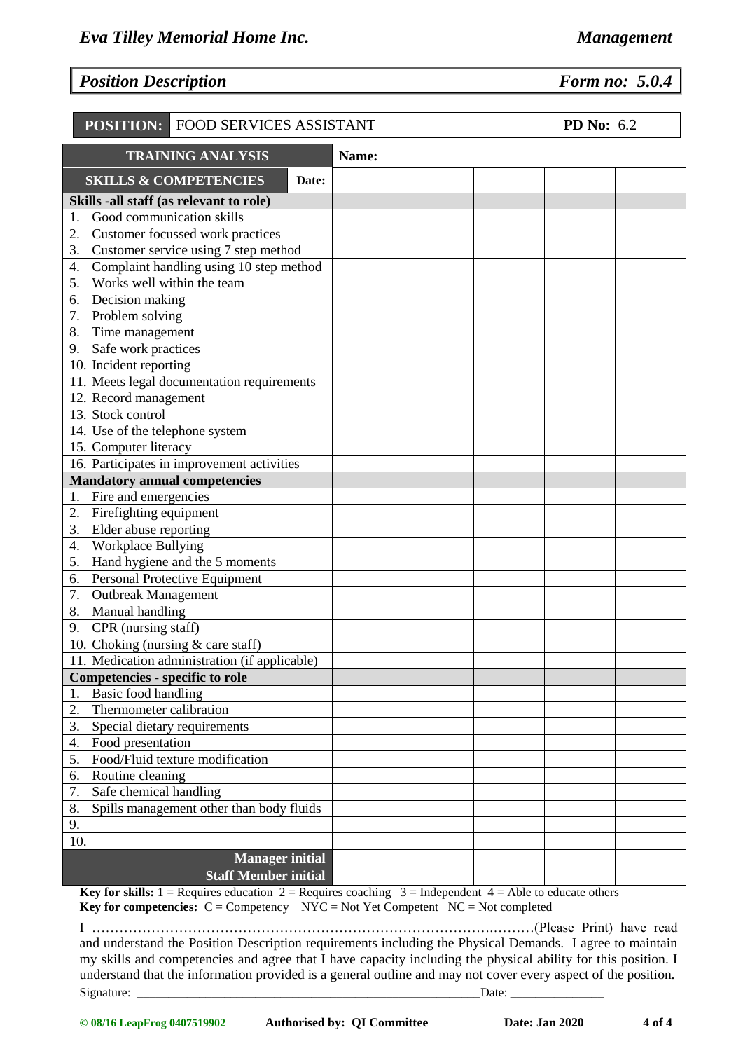## Position Description — Form no: 5.0.4

**POSITION:** FOOD SERVICES ASSISTANT | **PD No:** 6.2

| TRAINING ANALYSIS | | Name: | | | | |
|---|---|---|---|---|---|---|
| **SKILLS & COMPETENCIES** | **Date:** | | | | | |
| **Skills -all staff (as relevant to role)** | | | | | | |
| 1. Good communication skills | | | | | | |
| 2. Customer focussed work practices | | | | | | |
| 3. Customer service using 7 step method | | | | | | |
| 4. Complaint handling using 10 step method | | | | | | |
| 5. Works well within the team | | | | | | |
| 6. Decision making | | | | | | |
| 7. Problem solving | | | | | | |
| 8. Time management | | | | | | |
| 9. Safe work practices | | | | | | |
| 10. Incident reporting | | | | | | |
| 11. Meets legal documentation requirements | | | | | | |
| 12. Record management | | | | | | |
| 13. Stock control | | | | | | |
| 14. Use of the telephone system | | | | | | |
| 15. Computer literacy | | | | | | |
| 16. Participates in improvement activities | | | | | | |
| **Mandatory annual competencies** | | | | | | |
| 1. Fire and emergencies | | | | | | |
| 2. Firefighting equipment | | | | | | |
| 3. Elder abuse reporting | | | | | | |
| 4. Workplace Bullying | | | | | | |
| 5. Hand hygiene and the 5 moments | | | | | | |
| 6. Personal Protective Equipment | | | | | | |
| 7. Outbreak Management | | | | | | |
| 8. Manual handling | | | | | | |
| 9. CPR (nursing staff) | | | | | | |
| 10. Choking (nursing & care staff) | | | | | | |
| 11. Medication administration (if applicable) | | | | | | |
| **Competencies - specific to role** | | | | | | |
| 1. Basic food handling | | | | | | |
| 2. Thermometer calibration | | | | | | |
| 3. Special dietary requirements | | | | | | |
| 4. Food presentation | | | | | | |
| 5. Food/Fluid texture modification | | | | | | |
| 6. Routine cleaning | | | | | | |
| 7. Safe chemical handling | | | | | | |
| 8. Spills management other than body fluids | | | | | | |
| 9. | | | | | | |
| 10. | | | | | | |
| **Manager initial** | | | | | | |
| **Staff Member initial** | | | | | | |

**Key for skills:** 1 = Requires education 2 = Requires coaching 3 = Independent 4 = Able to educate others
**Key for competencies:** C = Competency NYC = Not Yet Competent NC = Not completed

I ……………………………………………………………………………………(Please Print) have read and understand the Position Description requirements including the Physical Demands. I agree to maintain my skills and competencies and agree that I have capacity including the physical ability for this position. I understand that the information provided is a general outline and may not cover every aspect of the position.

Signature: ______________________________________________________ Date: _______________

© 08/16 LeapFrog 0407519902 **Authorised by: QI Committee** **Date: Jan 2020**